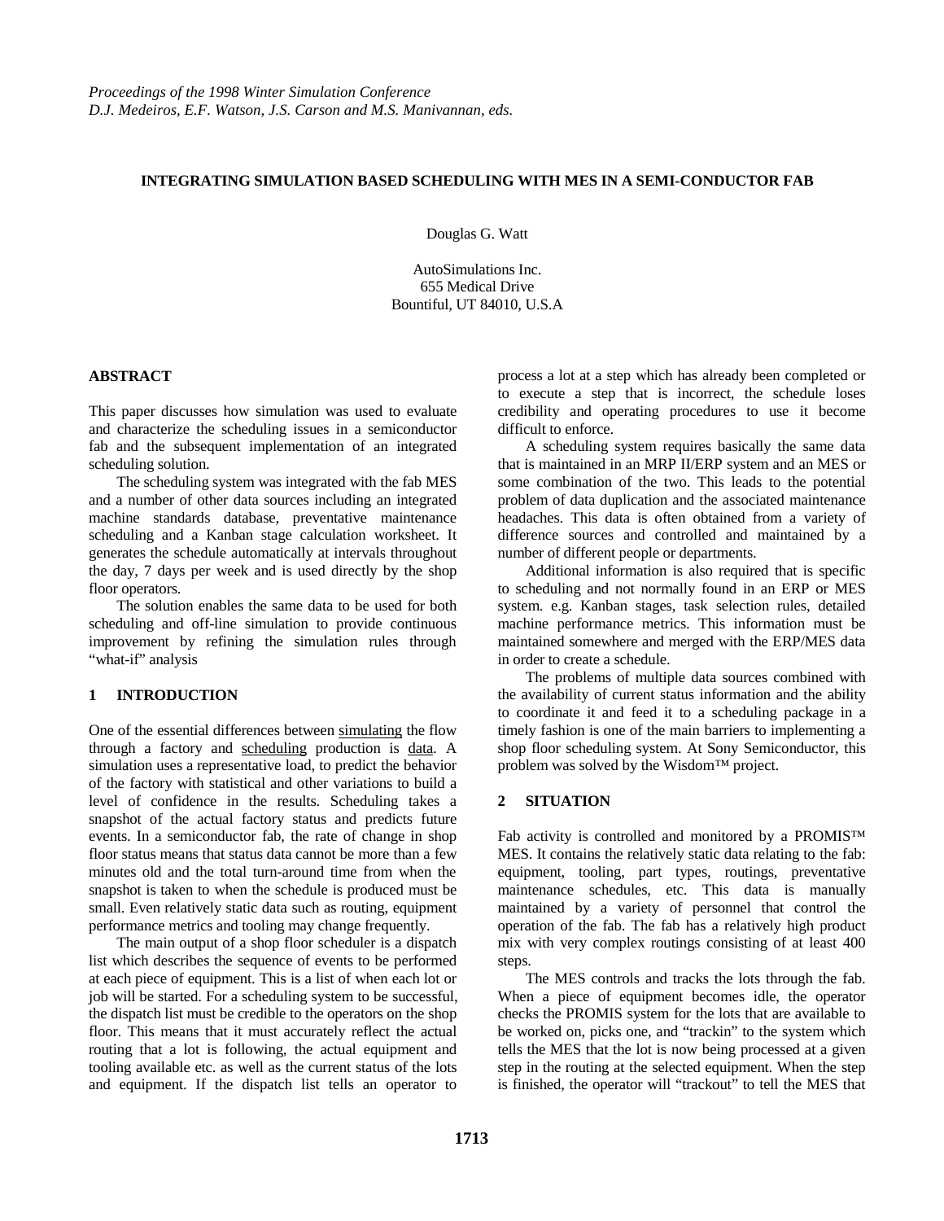*Proceedings of the 1998 Winter Simulation Conference*
*D.J. Medeiros, E.F. Watson, J.S. Carson and M.S. Manivannan, eds.*

# INTEGRATING SIMULATION BASED SCHEDULING WITH MES IN A SEMI-CONDUCTOR FAB

Douglas G. Watt

AutoSimulations Inc.
655 Medical Drive
Bountiful, UT 84010, U.S.A

## ABSTRACT

This paper discusses how simulation was used to evaluate and characterize the scheduling issues in a semiconductor fab and the subsequent implementation of an integrated scheduling solution.

The scheduling system was integrated with the fab MES and a number of other data sources including an integrated machine standards database, preventative maintenance scheduling and a Kanban stage calculation worksheet. It generates the schedule automatically at intervals throughout the day, 7 days per week and is used directly by the shop floor operators.

The solution enables the same data to be used for both scheduling and off-line simulation to provide continuous improvement by refining the simulation rules through "what-if" analysis

## 1 INTRODUCTION

One of the essential differences between simulating the flow through a factory and scheduling production is data. A simulation uses a representative load, to predict the behavior of the factory with statistical and other variations to build a level of confidence in the results. Scheduling takes a snapshot of the actual factory status and predicts future events. In a semiconductor fab, the rate of change in shop floor status means that status data cannot be more than a few minutes old and the total turn-around time from when the snapshot is taken to when the schedule is produced must be small. Even relatively static data such as routing, equipment performance metrics and tooling may change frequently.

The main output of a shop floor scheduler is a dispatch list which describes the sequence of events to be performed at each piece of equipment. This is a list of when each lot or job will be started. For a scheduling system to be successful, the dispatch list must be credible to the operators on the shop floor. This means that it must accurately reflect the actual routing that a lot is following, the actual equipment and tooling available etc. as well as the current status of the lots and equipment. If the dispatch list tells an operator to process a lot at a step which has already been completed or to execute a step that is incorrect, the schedule loses credibility and operating procedures to use it become difficult to enforce.

A scheduling system requires basically the same data that is maintained in an MRP II/ERP system and an MES or some combination of the two. This leads to the potential problem of data duplication and the associated maintenance headaches. This data is often obtained from a variety of difference sources and controlled and maintained by a number of different people or departments.

Additional information is also required that is specific to scheduling and not normally found in an ERP or MES system. e.g. Kanban stages, task selection rules, detailed machine performance metrics. This information must be maintained somewhere and merged with the ERP/MES data in order to create a schedule.

The problems of multiple data sources combined with the availability of current status information and the ability to coordinate it and feed it to a scheduling package in a timely fashion is one of the main barriers to implementing a shop floor scheduling system. At Sony Semiconductor, this problem was solved by the Wisdom™ project.

## 2 SITUATION

Fab activity is controlled and monitored by a PROMIS™ MES. It contains the relatively static data relating to the fab: equipment, tooling, part types, routings, preventative maintenance schedules, etc. This data is manually maintained by a variety of personnel that control the operation of the fab. The fab has a relatively high product mix with very complex routings consisting of at least 400 steps.

The MES controls and tracks the lots through the fab. When a piece of equipment becomes idle, the operator checks the PROMIS system for the lots that are available to be worked on, picks one, and "trackin" to the system which tells the MES that the lot is now being processed at a given step in the routing at the selected equipment. When the step is finished, the operator will "trackout" to tell the MES that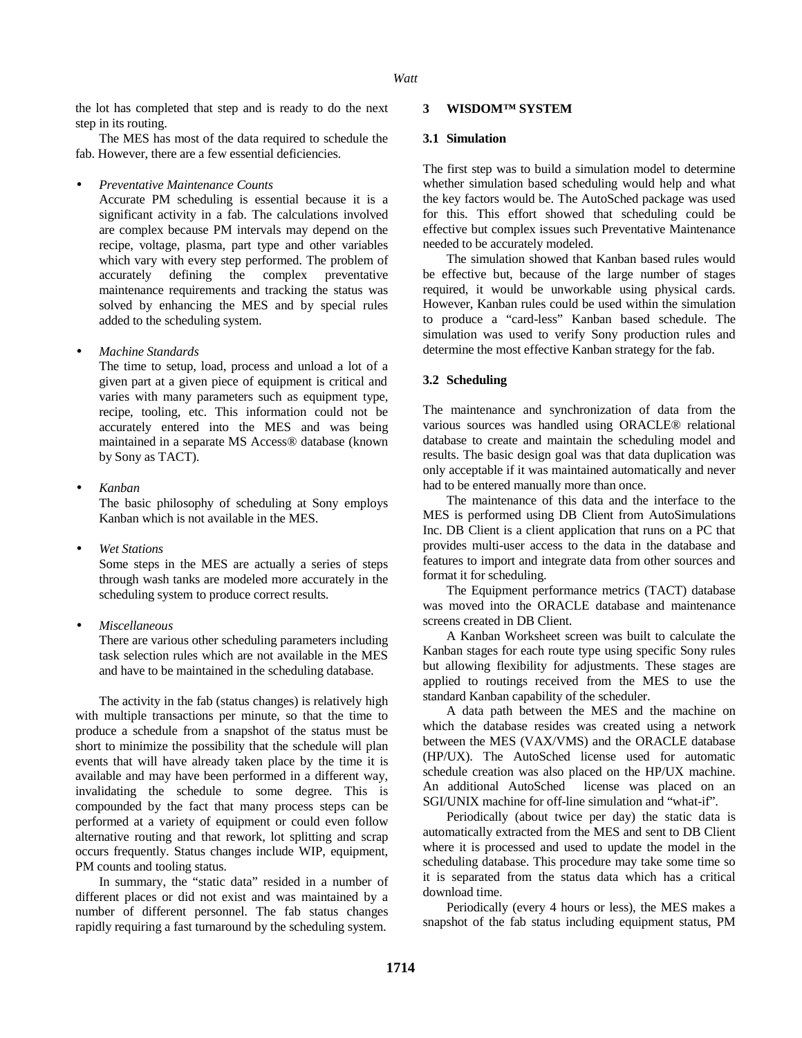the lot has completed that step and is ready to do the next step in its routing.

The MES has most of the data required to schedule the fab. However, there are a few essential deficiencies.

- *Preventative Maintenance Counts*
  Accurate PM scheduling is essential because it is a significant activity in a fab. The calculations involved are complex because PM intervals may depend on the recipe, voltage, plasma, part type and other variables which vary with every step performed. The problem of accurately defining the complex preventative maintenance requirements and tracking the status was solved by enhancing the MES and by special rules added to the scheduling system.

- *Machine Standards*
  The time to setup, load, process and unload a lot of a given part at a given piece of equipment is critical and varies with many parameters such as equipment type, recipe, tooling, etc. This information could not be accurately entered into the MES and was being maintained in a separate MS Access® database (known by Sony as TACT).

- *Kanban*
  The basic philosophy of scheduling at Sony employs Kanban which is not available in the MES.

- *Wet Stations*
  Some steps in the MES are actually a series of steps through wash tanks are modeled more accurately in the scheduling system to produce correct results.

- *Miscellaneous*
  There are various other scheduling parameters including task selection rules which are not available in the MES and have to be maintained in the scheduling database.

The activity in the fab (status changes) is relatively high with multiple transactions per minute, so that the time to produce a schedule from a snapshot of the status must be short to minimize the possibility that the schedule will plan events that will have already taken place by the time it is available and may have been performed in a different way, invalidating the schedule to some degree. This is compounded by the fact that many process steps can be performed at a variety of equipment or could even follow alternative routing and that rework, lot splitting and scrap occurs frequently. Status changes include WIP, equipment, PM counts and tooling status.

In summary, the "static data" resided in a number of different places or did not exist and was maintained by a number of different personnel. The fab status changes rapidly requiring a fast turnaround by the scheduling system.

## 3 WISDOM™ SYSTEM

### 3.1 Simulation

The first step was to build a simulation model to determine whether simulation based scheduling would help and what the key factors would be. The AutoSched package was used for this. This effort showed that scheduling could be effective but complex issues such Preventative Maintenance needed to be accurately modeled.

The simulation showed that Kanban based rules would be effective but, because of the large number of stages required, it would be unworkable using physical cards. However, Kanban rules could be used within the simulation to produce a "card-less" Kanban based schedule. The simulation was used to verify Sony production rules and determine the most effective Kanban strategy for the fab.

### 3.2 Scheduling

The maintenance and synchronization of data from the various sources was handled using ORACLE® relational database to create and maintain the scheduling model and results. The basic design goal was that data duplication was only acceptable if it was maintained automatically and never had to be entered manually more than once.

The maintenance of this data and the interface to the MES is performed using DB Client from AutoSimulations Inc. DB Client is a client application that runs on a PC that provides multi-user access to the data in the database and features to import and integrate data from other sources and format it for scheduling.

The Equipment performance metrics (TACT) database was moved into the ORACLE database and maintenance screens created in DB Client.

A Kanban Worksheet screen was built to calculate the Kanban stages for each route type using specific Sony rules but allowing flexibility for adjustments. These stages are applied to routings received from the MES to use the standard Kanban capability of the scheduler.

A data path between the MES and the machine on which the database resides was created using a network between the MES (VAX/VMS) and the ORACLE database (HP/UX). The AutoSched license used for automatic schedule creation was also placed on the HP/UX machine. An additional AutoSched license was placed on an SGI/UNIX machine for off-line simulation and "what-if".

Periodically (about twice per day) the static data is automatically extracted from the MES and sent to DB Client where it is processed and used to update the model in the scheduling database. This procedure may take some time so it is separated from the status data which has a critical download time.

Periodically (every 4 hours or less), the MES makes a snapshot of the fab status including equipment status, PM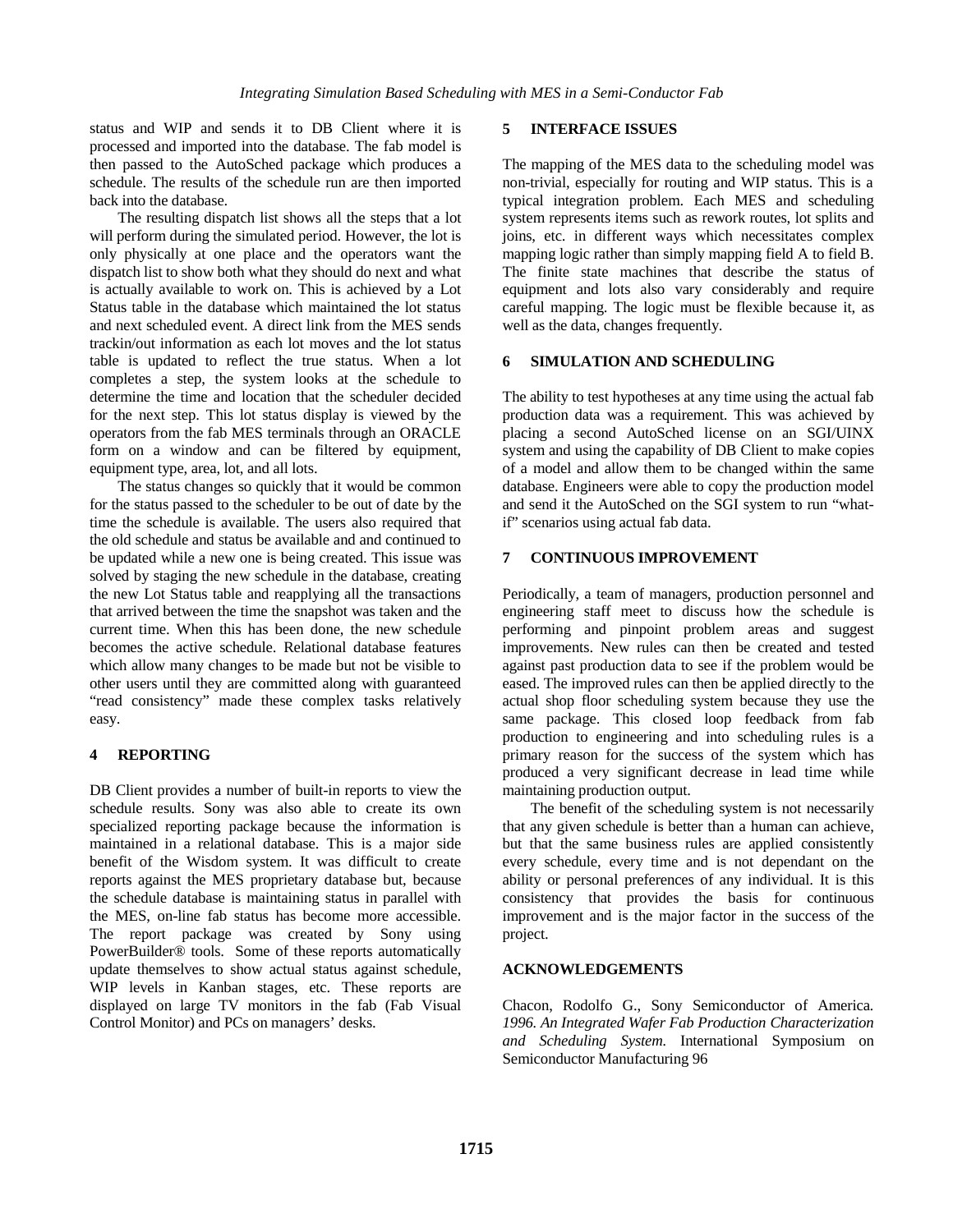status and WIP and sends it to DB Client where it is processed and imported into the database. The fab model is then passed to the AutoSched package which produces a schedule. The results of the schedule run are then imported back into the database.

The resulting dispatch list shows all the steps that a lot will perform during the simulated period. However, the lot is only physically at one place and the operators want the dispatch list to show both what they should do next and what is actually available to work on. This is achieved by a Lot Status table in the database which maintained the lot status and next scheduled event. A direct link from the MES sends trackin/out information as each lot moves and the lot status table is updated to reflect the true status. When a lot completes a step, the system looks at the schedule to determine the time and location that the scheduler decided for the next step. This lot status display is viewed by the operators from the fab MES terminals through an ORACLE form on a window and can be filtered by equipment, equipment type, area, lot, and all lots.

The status changes so quickly that it would be common for the status passed to the scheduler to be out of date by the time the schedule is available. The users also required that the old schedule and status be available and and continued to be updated while a new one is being created. This issue was solved by staging the new schedule in the database, creating the new Lot Status table and reapplying all the transactions that arrived between the time the snapshot was taken and the current time. When this has been done, the new schedule becomes the active schedule. Relational database features which allow many changes to be made but not be visible to other users until they are committed along with guaranteed "read consistency" made these complex tasks relatively easy.

## 4 REPORTING

DB Client provides a number of built-in reports to view the schedule results. Sony was also able to create its own specialized reporting package because the information is maintained in a relational database. This is a major side benefit of the Wisdom system. It was difficult to create reports against the MES proprietary database but, because the schedule database is maintaining status in parallel with the MES, on-line fab status has become more accessible. The report package was created by Sony using PowerBuilder® tools. Some of these reports automatically update themselves to show actual status against schedule, WIP levels in Kanban stages, etc. These reports are displayed on large TV monitors in the fab (Fab Visual Control Monitor) and PCs on managers' desks.

## 5 INTERFACE ISSUES

The mapping of the MES data to the scheduling model was non-trivial, especially for routing and WIP status. This is a typical integration problem. Each MES and scheduling system represents items such as rework routes, lot splits and joins, etc. in different ways which necessitates complex mapping logic rather than simply mapping field A to field B. The finite state machines that describe the status of equipment and lots also vary considerably and require careful mapping. The logic must be flexible because it, as well as the data, changes frequently.

## 6 SIMULATION AND SCHEDULING

The ability to test hypotheses at any time using the actual fab production data was a requirement. This was achieved by placing a second AutoSched license on an SGI/UINX system and using the capability of DB Client to make copies of a model and allow them to be changed within the same database. Engineers were able to copy the production model and send it the AutoSched on the SGI system to run "what-if" scenarios using actual fab data.

## 7 CONTINUOUS IMPROVEMENT

Periodically, a team of managers, production personnel and engineering staff meet to discuss how the schedule is performing and pinpoint problem areas and suggest improvements. New rules can then be created and tested against past production data to see if the problem would be eased. The improved rules can then be applied directly to the actual shop floor scheduling system because they use the same package. This closed loop feedback from fab production to engineering and into scheduling rules is a primary reason for the success of the system which has produced a very significant decrease in lead time while maintaining production output.

The benefit of the scheduling system is not necessarily that any given schedule is better than a human can achieve, but that the same business rules are applied consistently every schedule, every time and is not dependant on the ability or personal preferences of any individual. It is this consistency that provides the basis for continuous improvement and is the major factor in the success of the project.

## ACKNOWLEDGEMENTS

Chacon, Rodolfo G., Sony Semiconductor of America. *1996. An Integrated Wafer Fab Production Characterization and Scheduling System.* International Symposium on Semiconductor Manufacturing 96